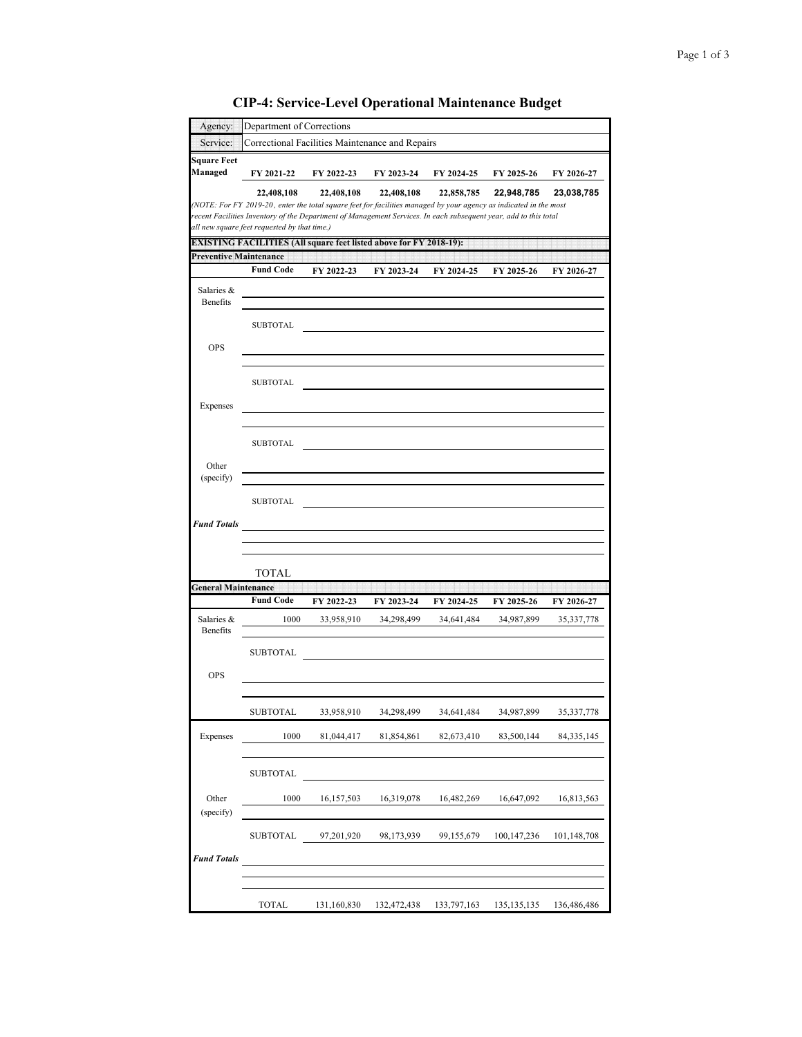# CIP-4: Service-Level Operational Maintenance Budget

| | |
|---|---|
| Agency: | Department of Corrections |
| Service: | Correctional Facilities Maintenance and Repairs |

| Square Feet Managed | FY 2021-22 | FY 2022-23 | FY 2023-24 | FY 2024-25 | FY 2025-26 | FY 2026-27 |
|---|---|---|---|---|---|---|
| | 22,408,108 | 22,408,108 | 22,408,108 | 22,858,785 | 22,948,785 | 23,038,785 |

*(NOTE: For FY 2019-20, enter the total square feet for facilities managed by your agency as indicated in the most recent Facilities Inventory of the Department of Management Services. In each subsequent year, add to this total all new square feet requested by that time.)*

**EXISTING FACILITIES (All square feet listed above for FY 2018-19):**

**Preventive Maintenance**

| | Fund Code | FY 2022-23 | FY 2023-24 | FY 2024-25 | FY 2025-26 | FY 2026-27 |
|---|---|---|---|---|---|---|
| Salaries & Benefits | | | | | | |
| | SUBTOTAL | | | | | |
| OPS | | | | | | |
| | SUBTOTAL | | | | | |
| Expenses | | | | | | |
| | SUBTOTAL | | | | | |
| Other (specify) | | | | | | |
| | SUBTOTAL | | | | | |
| ***Fund Totals*** | | | | | | |
| | TOTAL | | | | | |

**General Maintenance**

| | Fund Code | FY 2022-23 | FY 2023-24 | FY 2024-25 | FY 2025-26 | FY 2026-27 |
|---|---|---|---|---|---|---|
| Salaries & Benefits | 1000 | 33,958,910 | 34,298,499 | 34,641,484 | 34,987,899 | 35,337,778 |
| | SUBTOTAL | | | | | |
| OPS | | | | | | |
| | SUBTOTAL | 33,958,910 | 34,298,499 | 34,641,484 | 34,987,899 | 35,337,778 |
| Expenses | 1000 | 81,044,417 | 81,854,861 | 82,673,410 | 83,500,144 | 84,335,145 |
| | SUBTOTAL | | | | | |
| Other (specify) | 1000 | 16,157,503 | 16,319,078 | 16,482,269 | 16,647,092 | 16,813,563 |
| | SUBTOTAL | 97,201,920 | 98,173,939 | 99,155,679 | 100,147,236 | 101,148,708 |
| ***Fund Totals*** | | | | | | |
| | TOTAL | 131,160,830 | 132,472,438 | 133,797,163 | 135,135,135 | 136,486,486 |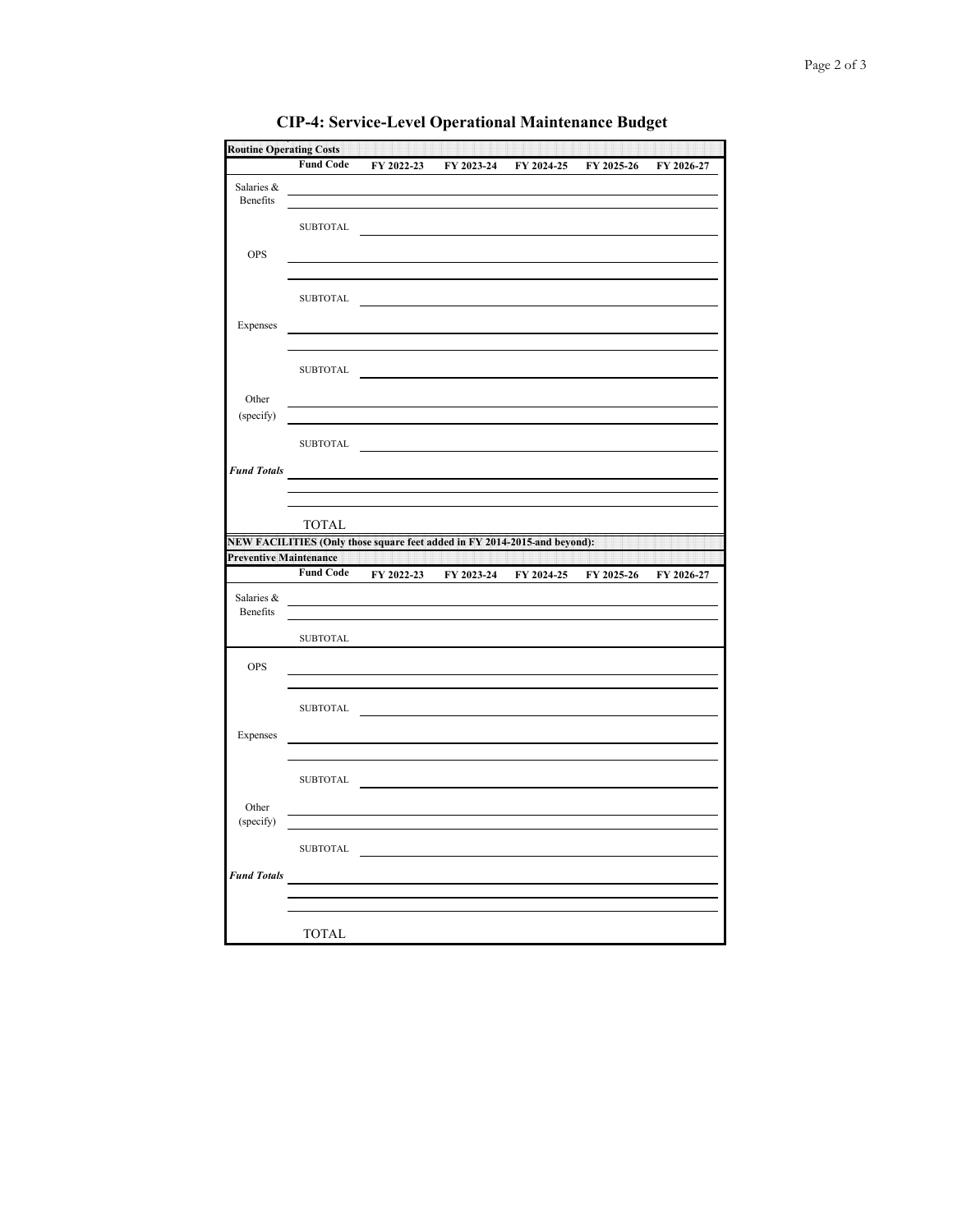# CIP-4: Service-Level Operational Maintenance Budget

**Routine Operating Costs**

| | Fund Code | FY 2022-23 | FY 2023-24 | FY 2024-25 | FY 2025-26 | FY 2026-27 |
|---|---|---|---|---|---|---|
| Salaries & Benefits | | | | | | |
| | | | | | | |
| | SUBTOTAL | | | | | |
| OPS | | | | | | |
| | | | | | | |
| | SUBTOTAL | | | | | |
| Expenses | | | | | | |
| | | | | | | |
| | SUBTOTAL | | | | | |
| Other (specify) | | | | | | |
| | | | | | | |
| | SUBTOTAL | | | | | |
| ***Fund Totals*** | | | | | | |
| | | | | | | |
| | | | | | | |
| | TOTAL | | | | | |

**NEW FACILITIES (Only those square feet added in FY 2014-2015-and beyond):**

**Preventive Maintenance**

| | Fund Code | FY 2022-23 | FY 2023-24 | FY 2024-25 | FY 2025-26 | FY 2026-27 |
|---|---|---|---|---|---|---|
| Salaries & Benefits | | | | | | |
| | | | | | | |
| | SUBTOTAL | | | | | |
| OPS | | | | | | |
| | | | | | | |
| | SUBTOTAL | | | | | |
| Expenses | | | | | | |
| | | | | | | |
| | SUBTOTAL | | | | | |
| Other (specify) | | | | | | |
| | | | | | | |
| | SUBTOTAL | | | | | |
| ***Fund Totals*** | | | | | | |
| | | | | | | |
| | | | | | | |
| | TOTAL | | | | | |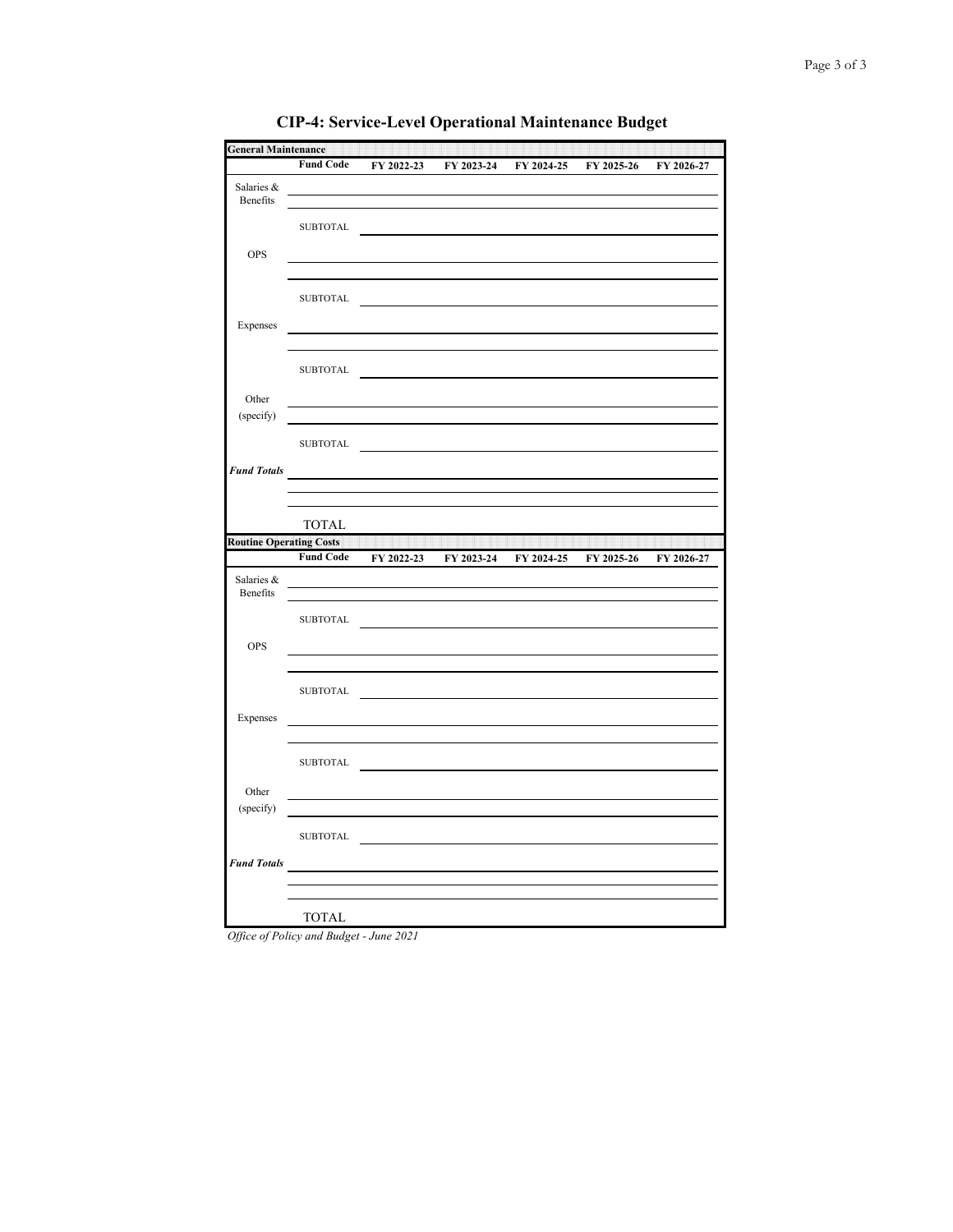# CIP-4: Service-Level Operational Maintenance Budget

**General Maintenance**

| | Fund Code | FY 2022-23 | FY 2023-24 | FY 2024-25 | FY 2025-26 | FY 2026-27 |
|---|---|---|---|---|---|---|
| Salaries & Benefits | | | | | | |
| | | | | | | |
| | SUBTOTAL | | | | | |
| OPS | | | | | | |
| | | | | | | |
| | SUBTOTAL | | | | | |
| Expenses | | | | | | |
| | | | | | | |
| | SUBTOTAL | | | | | |
| Other (specify) | | | | | | |
| | | | | | | |
| | SUBTOTAL | | | | | |
| ***Fund Totals*** | | | | | | |
| | | | | | | |
| | | | | | | |
| | TOTAL | | | | | |

**Routine Operating Costs**

| | Fund Code | FY 2022-23 | FY 2023-24 | FY 2024-25 | FY 2025-26 | FY 2026-27 |
|---|---|---|---|---|---|---|
| Salaries & Benefits | | | | | | |
| | | | | | | |
| | SUBTOTAL | | | | | |
| OPS | | | | | | |
| | | | | | | |
| | SUBTOTAL | | | | | |
| Expenses | | | | | | |
| | | | | | | |
| | SUBTOTAL | | | | | |
| Other (specify) | | | | | | |
| | | | | | | |
| | SUBTOTAL | | | | | |
| ***Fund Totals*** | | | | | | |
| | | | | | | |
| | | | | | | |
| | TOTAL | | | | | |

*Office of Policy and Budget - June 2021*